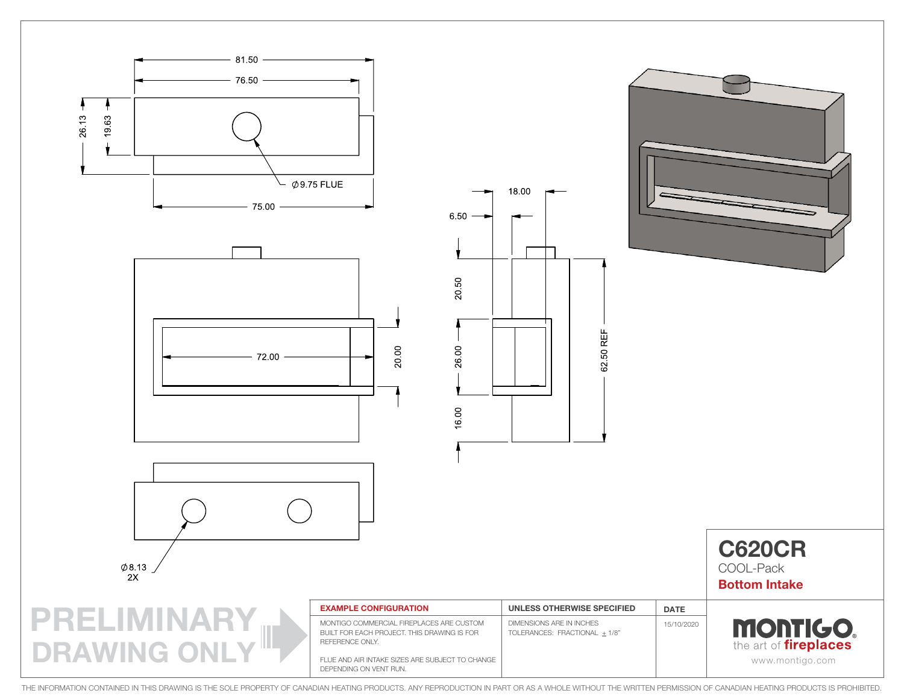81.50

76.50

26.13

19.63

∅9.75 FLUE

75.00

72.00

20.00

18.00

6.50

20.50

26.00

16.00

62.50 REF

∅8.13
2X

# C620CR

COOL-Pack

**Bottom Intake**

PRELIMINARY DRAWING ONLY

| EXAMPLE CONFIGURATION | UNLESS OTHERWISE SPECIFIED | DATE |
|---|---|---|
| MONTIGO COMMERCIAL FIREPLACES ARE CUSTOM BUILT FOR EACH PROJECT. THIS DRAWING IS FOR REFERENCE ONLY.<br><br>FLUE AND AIR INTAKE SIZES ARE SUBJECT TO CHANGE DEPENDING ON VENT RUN. | DIMENSIONS ARE IN INCHES<br>TOLERANCES: FRACTIONAL ± 1/8" | 15/10/2020 |

MONTIGO
the art of **fireplaces**
www.montigo.com

THE INFORMATION CONTAINED IN THIS DRAWING IS THE SOLE PROPERTY OF CANADIAN HEATING PRODUCTS. ANY REPRODUCTION IN PART OR AS A WHOLE WITHOUT THE WRITTEN PERMISSION OF CANADIAN HEATING PRODUCTS IS PROHIBITED.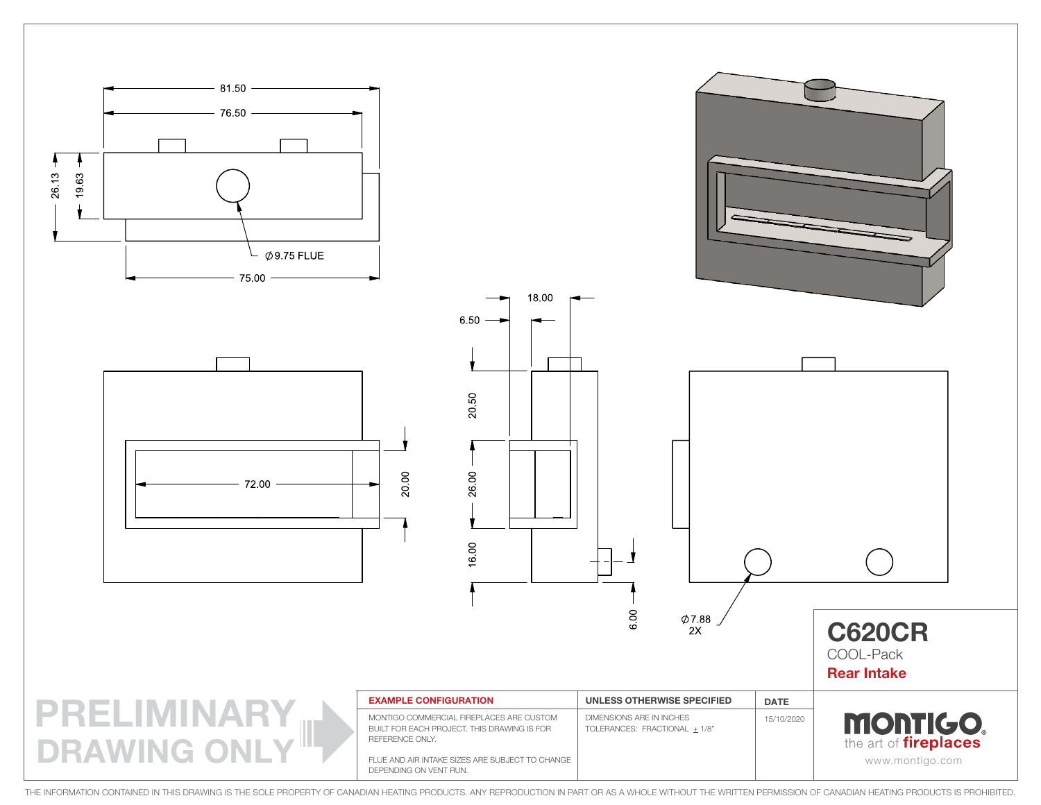81.50

76.50

26.13

19.63

∅9.75 FLUE

75.00

18.00

6.50

20.50

72.00

20.00

26.00

16.00

6.00

∅7.88
2X

# C620CR

COOL-Pack

**Rear Intake**

| EXAMPLE CONFIGURATION | UNLESS OTHERWISE SPECIFIED | DATE |
| --- | --- | --- |
| MONTIGO COMMERCIAL FIREPLACES ARE CUSTOM BUILT FOR EACH PROJECT. THIS DRAWING IS FOR REFERENCE ONLY.<br><br>FLUE AND AIR INTAKE SIZES ARE SUBJECT TO CHANGE DEPENDING ON VENT RUN. | DIMENSIONS ARE IN INCHES<br>TOLERANCES: FRACTIONAL ± 1/8" | 15/10/2020 |

PRELIMINARY DRAWING ONLY

MONTIGO
the art of fireplaces
www.montigo.com

THE INFORMATION CONTAINED IN THIS DRAWING IS THE SOLE PROPERTY OF CANADIAN HEATING PRODUCTS. ANY REPRODUCTION IN PART OR AS A WHOLE WITHOUT THE WRITTEN PERMISSION OF CANADIAN HEATING PRODUCTS IS PROHIBITED.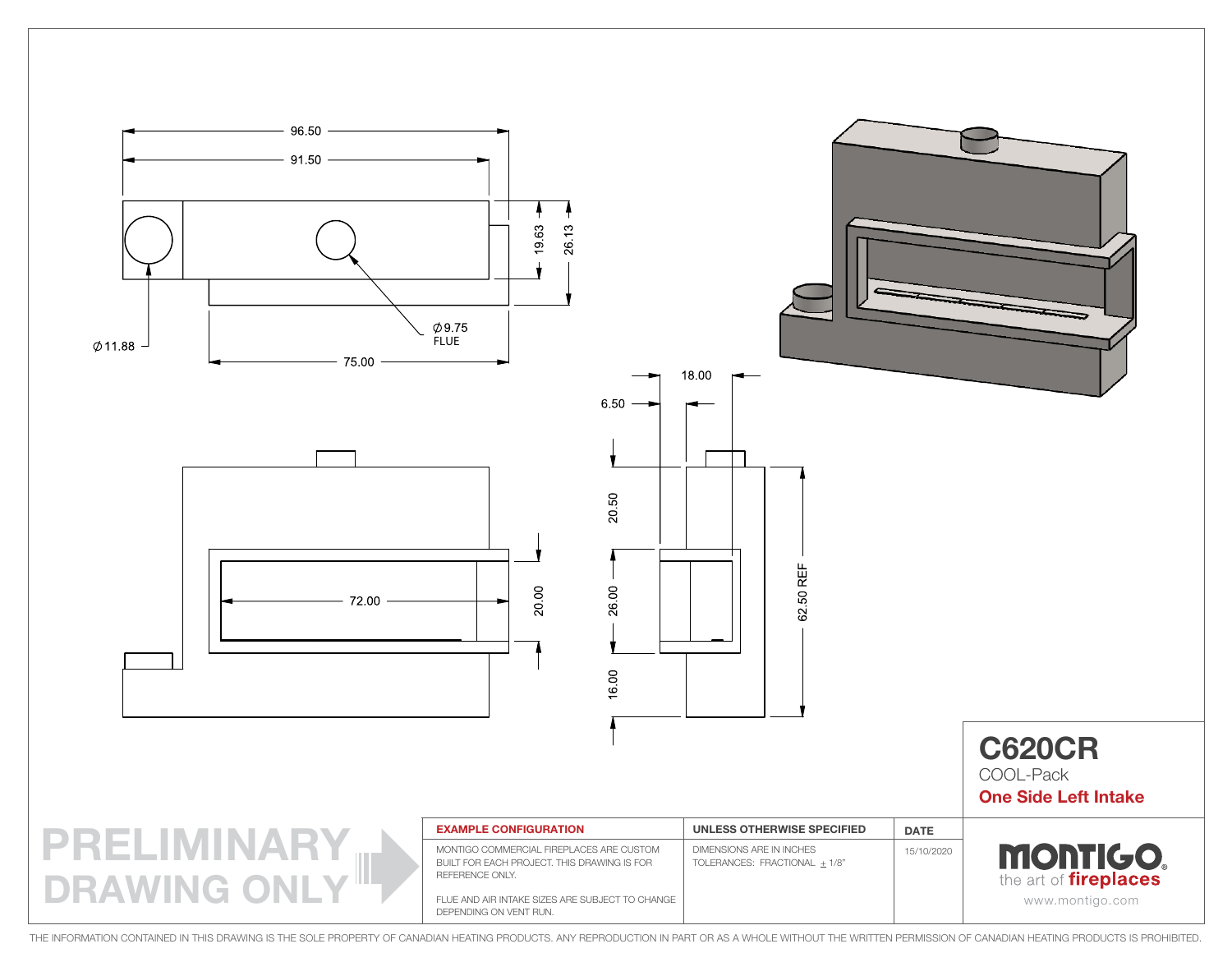96.50

91.50

19.63

26.13

Ø11.88

Ø9.75
FLUE

75.00

18.00

6.50

20.50

72.00

20.00

26.00

62.50 REF

16.00

# C620CR

COOL-Pack

**One Side Left Intake**

**PRELIMINARY DRAWING ONLY**

| EXAMPLE CONFIGURATION | UNLESS OTHERWISE SPECIFIED | DATE |
|---|---|---|
| MONTIGO COMMERCIAL FIREPLACES ARE CUSTOM BUILT FOR EACH PROJECT. THIS DRAWING IS FOR REFERENCE ONLY. FLUE AND AIR INTAKE SIZES ARE SUBJECT TO CHANGE DEPENDING ON VENT RUN. | DIMENSIONS ARE IN INCHES TOLERANCES: FRACTIONAL ± 1/8" | 15/10/2020 |

MONTIGO
the art of fireplaces
www.montigo.com

THE INFORMATION CONTAINED IN THIS DRAWING IS THE SOLE PROPERTY OF CANADIAN HEATING PRODUCTS. ANY REPRODUCTION IN PART OR AS A WHOLE WITHOUT THE WRITTEN PERMISSION OF CANADIAN HEATING PRODUCTS IS PROHIBITED.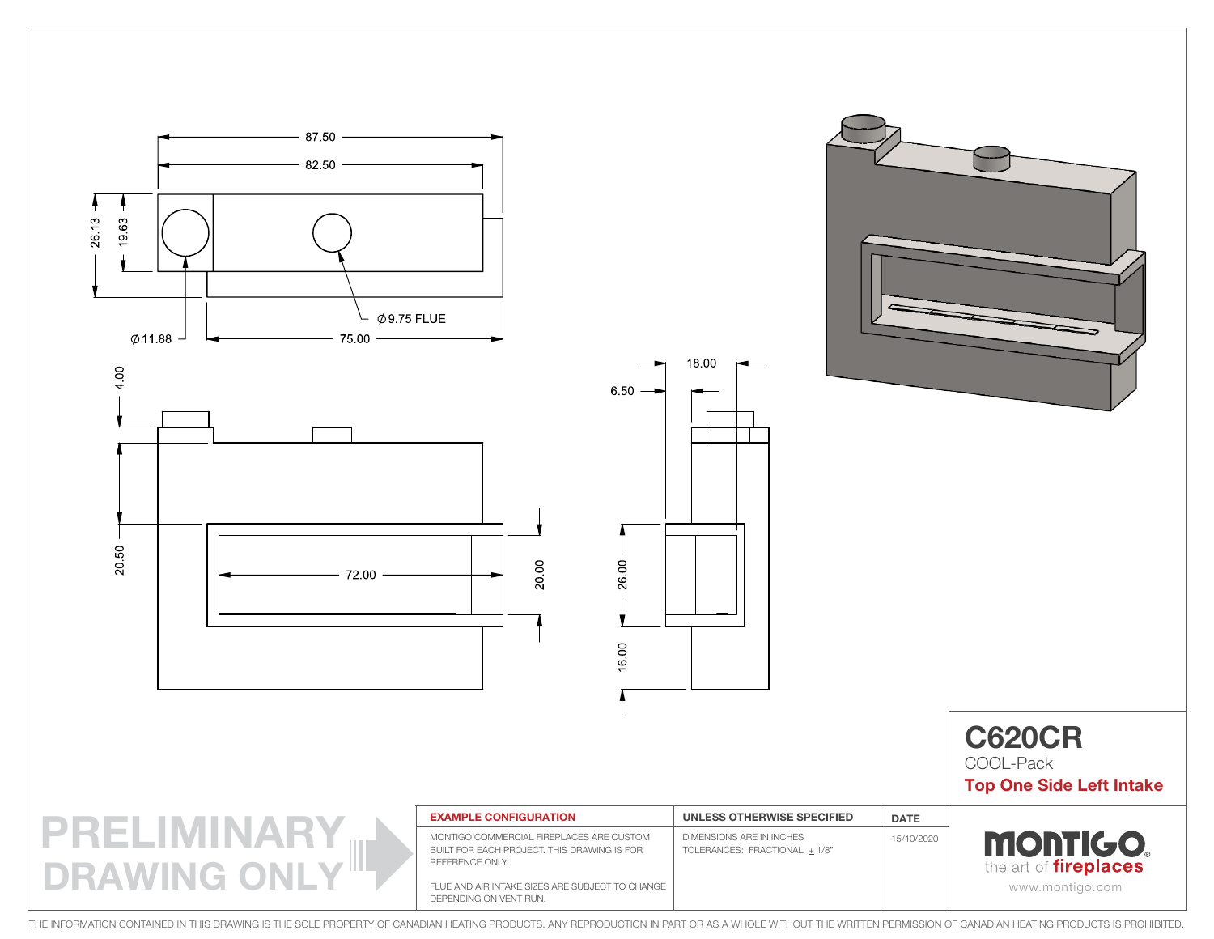87.50

82.50

26.13

19.63

Ø9.75 FLUE

Ø11.88

75.00

4.00

20.50

72.00

20.00

18.00

6.50

26.00

16.00

# C620CR

COOL-Pack

**Top One Side Left Intake**

**PRELIMINARY DRAWING ONLY**

| EXAMPLE CONFIGURATION | UNLESS OTHERWISE SPECIFIED | DATE |
|---|---|---|
| MONTIGO COMMERCIAL FIREPLACES ARE CUSTOM BUILT FOR EACH PROJECT. THIS DRAWING IS FOR REFERENCE ONLY.<br><br>FLUE AND AIR INTAKE SIZES ARE SUBJECT TO CHANGE DEPENDING ON VENT RUN. | DIMENSIONS ARE IN INCHES<br>TOLERANCES: FRACTIONAL ± 1/8" | 15/10/2020 |

MONTIGO®
the art of **fireplaces**
www.montigo.com

THE INFORMATION CONTAINED IN THIS DRAWING IS THE SOLE PROPERTY OF CANADIAN HEATING PRODUCTS. ANY REPRODUCTION IN PART OR AS A WHOLE WITHOUT THE WRITTEN PERMISSION OF CANADIAN HEATING PRODUCTS IS PROHIBITED.